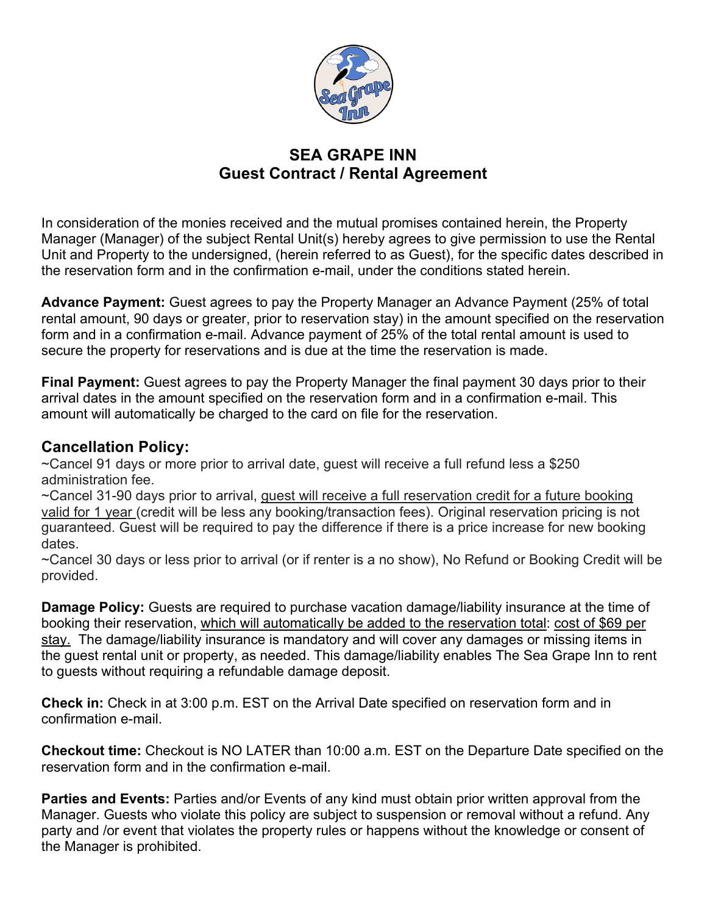# SEA GRAPE INN
## Guest Contract / Rental Agreement

In consideration of the monies received and the mutual promises contained herein, the Property Manager (Manager) of the subject Rental Unit(s) hereby agrees to give permission to use the Rental Unit and Property to the undersigned, (herein referred to as Guest), for the specific dates described in the reservation form and in the confirmation e-mail, under the conditions stated herein.

**Advance Payment:** Guest agrees to pay the Property Manager an Advance Payment (25% of total rental amount, 90 days or greater, prior to reservation stay) in the amount specified on the reservation form and in a confirmation e-mail. Advance payment of 25% of the total rental amount is used to secure the property for reservations and is due at the time the reservation is made.

**Final Payment:** Guest agrees to pay the Property Manager the final payment 30 days prior to their arrival dates in the amount specified on the reservation form and in a confirmation e-mail. This amount will automatically be charged to the card on file for the reservation.

### Cancellation Policy:

~Cancel 91 days or more prior to arrival date, guest will receive a full refund less a $250 administration fee.

~Cancel 31-90 days prior to arrival, guest will receive a full reservation credit for a future booking valid for 1 year (credit will be less any booking/transaction fees). Original reservation pricing is not guaranteed. Guest will be required to pay the difference if there is a price increase for new booking dates.

~Cancel 30 days or less prior to arrival (or if renter is a no show), No Refund or Booking Credit will be provided.

**Damage Policy:** Guests are required to purchase vacation damage/liability insurance at the time of booking their reservation, which will automatically be added to the reservation total: cost of $69 per stay. The damage/liability insurance is mandatory and will cover any damages or missing items in the guest rental unit or property, as needed. This damage/liability enables The Sea Grape Inn to rent to guests without requiring a refundable damage deposit.

**Check in:** Check in at 3:00 p.m. EST on the Arrival Date specified on reservation form and in confirmation e-mail.

**Checkout time:** Checkout is NO LATER than 10:00 a.m. EST on the Departure Date specified on the reservation form and in the confirmation e-mail.

**Parties and Events:** Parties and/or Events of any kind must obtain prior written approval from the Manager. Guests who violate this policy are subject to suspension or removal without a refund. Any party and /or event that violates the property rules or happens without the knowledge or consent of the Manager is prohibited.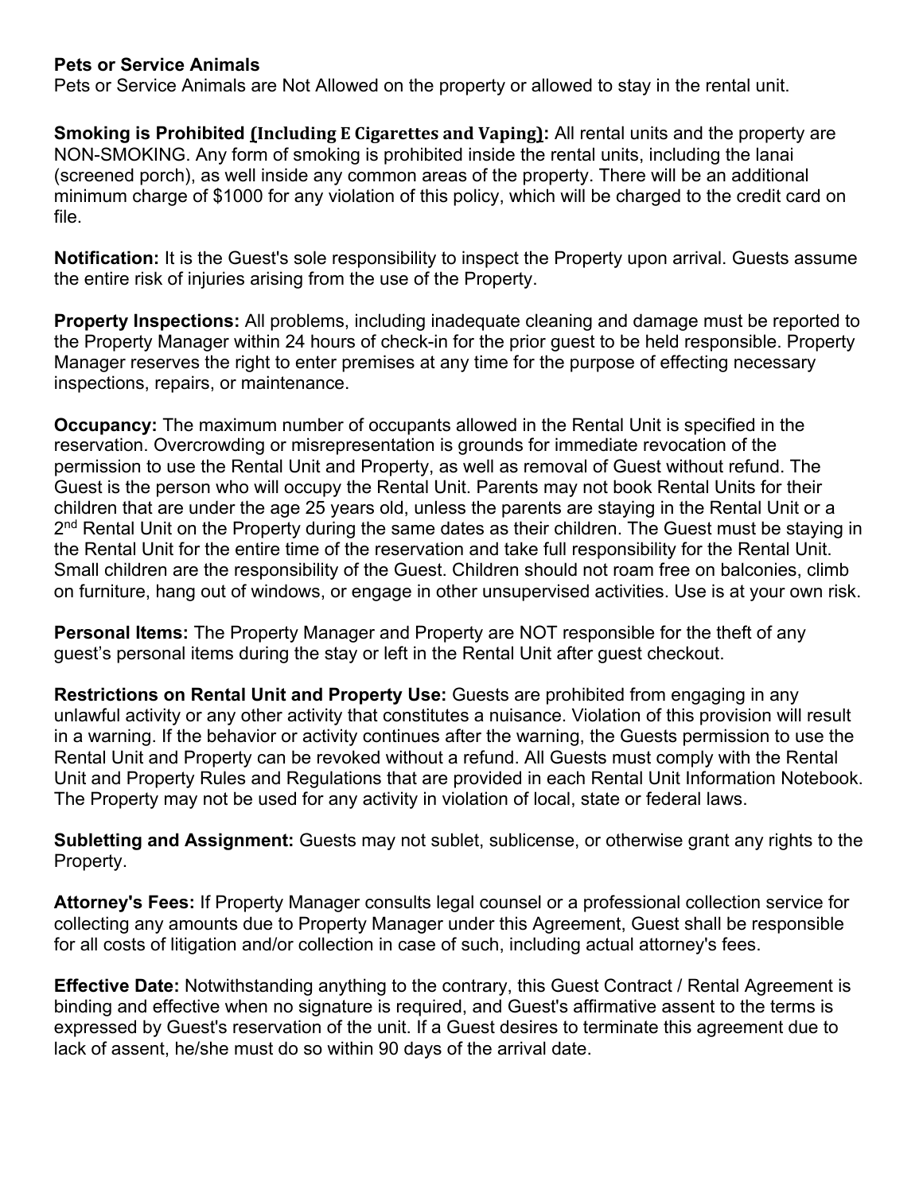**Pets or Service Animals**
Pets or Service Animals are Not Allowed on the property or allowed to stay in the rental unit.

**Smoking is Prohibited (Including E Cigarettes and Vaping):** All rental units and the property are NON-SMOKING. Any form of smoking is prohibited inside the rental units, including the lanai (screened porch), as well inside any common areas of the property. There will be an additional minimum charge of $1000 for any violation of this policy, which will be charged to the credit card on file.

**Notification:** It is the Guest's sole responsibility to inspect the Property upon arrival. Guests assume the entire risk of injuries arising from the use of the Property.

**Property Inspections:** All problems, including inadequate cleaning and damage must be reported to the Property Manager within 24 hours of check-in for the prior guest to be held responsible. Property Manager reserves the right to enter premises at any time for the purpose of effecting necessary inspections, repairs, or maintenance.

**Occupancy:** The maximum number of occupants allowed in the Rental Unit is specified in the reservation. Overcrowding or misrepresentation is grounds for immediate revocation of the permission to use the Rental Unit and Property, as well as removal of Guest without refund. The Guest is the person who will occupy the Rental Unit. Parents may not book Rental Units for their children that are under the age 25 years old, unless the parents are staying in the Rental Unit or a 2nd Rental Unit on the Property during the same dates as their children. The Guest must be staying in the Rental Unit for the entire time of the reservation and take full responsibility for the Rental Unit. Small children are the responsibility of the Guest. Children should not roam free on balconies, climb on furniture, hang out of windows, or engage in other unsupervised activities. Use is at your own risk.

**Personal Items:** The Property Manager and Property are NOT responsible for the theft of any guest's personal items during the stay or left in the Rental Unit after guest checkout.

**Restrictions on Rental Unit and Property Use:** Guests are prohibited from engaging in any unlawful activity or any other activity that constitutes a nuisance. Violation of this provision will result in a warning. If the behavior or activity continues after the warning, the Guests permission to use the Rental Unit and Property can be revoked without a refund. All Guests must comply with the Rental Unit and Property Rules and Regulations that are provided in each Rental Unit Information Notebook. The Property may not be used for any activity in violation of local, state or federal laws.

**Subletting and Assignment:** Guests may not sublet, sublicense, or otherwise grant any rights to the Property.

**Attorney's Fees:** If Property Manager consults legal counsel or a professional collection service for collecting any amounts due to Property Manager under this Agreement, Guest shall be responsible for all costs of litigation and/or collection in case of such, including actual attorney's fees.

**Effective Date:** Notwithstanding anything to the contrary, this Guest Contract / Rental Agreement is binding and effective when no signature is required, and Guest's affirmative assent to the terms is expressed by Guest's reservation of the unit. If a Guest desires to terminate this agreement due to lack of assent, he/she must do so within 90 days of the arrival date.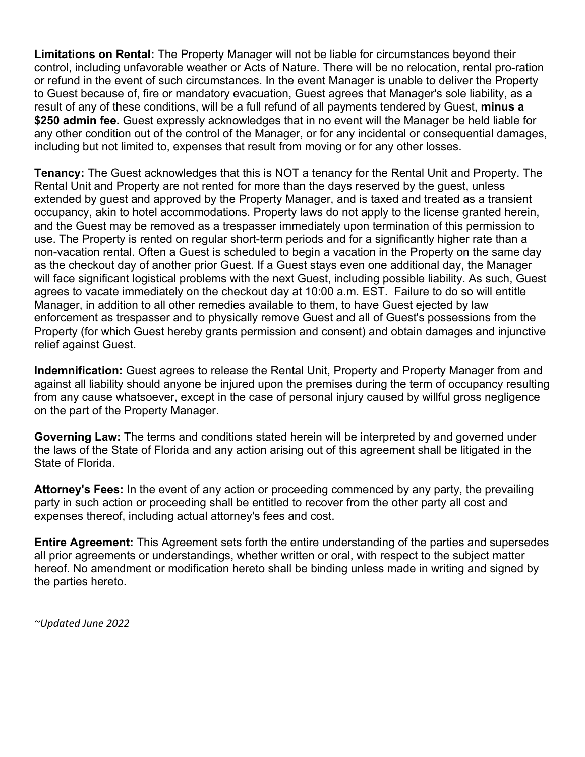**Limitations on Rental:** The Property Manager will not be liable for circumstances beyond their control, including unfavorable weather or Acts of Nature. There will be no relocation, rental pro-ration or refund in the event of such circumstances. In the event Manager is unable to deliver the Property to Guest because of, fire or mandatory evacuation, Guest agrees that Manager's sole liability, as a result of any of these conditions, will be a full refund of all payments tendered by Guest, **minus a $250 admin fee.** Guest expressly acknowledges that in no event will the Manager be held liable for any other condition out of the control of the Manager, or for any incidental or consequential damages, including but not limited to, expenses that result from moving or for any other losses.

**Tenancy:** The Guest acknowledges that this is NOT a tenancy for the Rental Unit and Property. The Rental Unit and Property are not rented for more than the days reserved by the guest, unless extended by guest and approved by the Property Manager, and is taxed and treated as a transient occupancy, akin to hotel accommodations. Property laws do not apply to the license granted herein, and the Guest may be removed as a trespasser immediately upon termination of this permission to use. The Property is rented on regular short-term periods and for a significantly higher rate than a non-vacation rental. Often a Guest is scheduled to begin a vacation in the Property on the same day as the checkout day of another prior Guest. If a Guest stays even one additional day, the Manager will face significant logistical problems with the next Guest, including possible liability. As such, Guest agrees to vacate immediately on the checkout day at 10:00 a.m. EST. Failure to do so will entitle Manager, in addition to all other remedies available to them, to have Guest ejected by law enforcement as trespasser and to physically remove Guest and all of Guest's possessions from the Property (for which Guest hereby grants permission and consent) and obtain damages and injunctive relief against Guest.

**Indemnification:** Guest agrees to release the Rental Unit, Property and Property Manager from and against all liability should anyone be injured upon the premises during the term of occupancy resulting from any cause whatsoever, except in the case of personal injury caused by willful gross negligence on the part of the Property Manager.

**Governing Law:** The terms and conditions stated herein will be interpreted by and governed under the laws of the State of Florida and any action arising out of this agreement shall be litigated in the State of Florida.

**Attorney's Fees:** In the event of any action or proceeding commenced by any party, the prevailing party in such action or proceeding shall be entitled to recover from the other party all cost and expenses thereof, including actual attorney's fees and cost.

**Entire Agreement:** This Agreement sets forth the entire understanding of the parties and supersedes all prior agreements or understandings, whether written or oral, with respect to the subject matter hereof. No amendment or modification hereto shall be binding unless made in writing and signed by the parties hereto.

*~Updated June 2022*